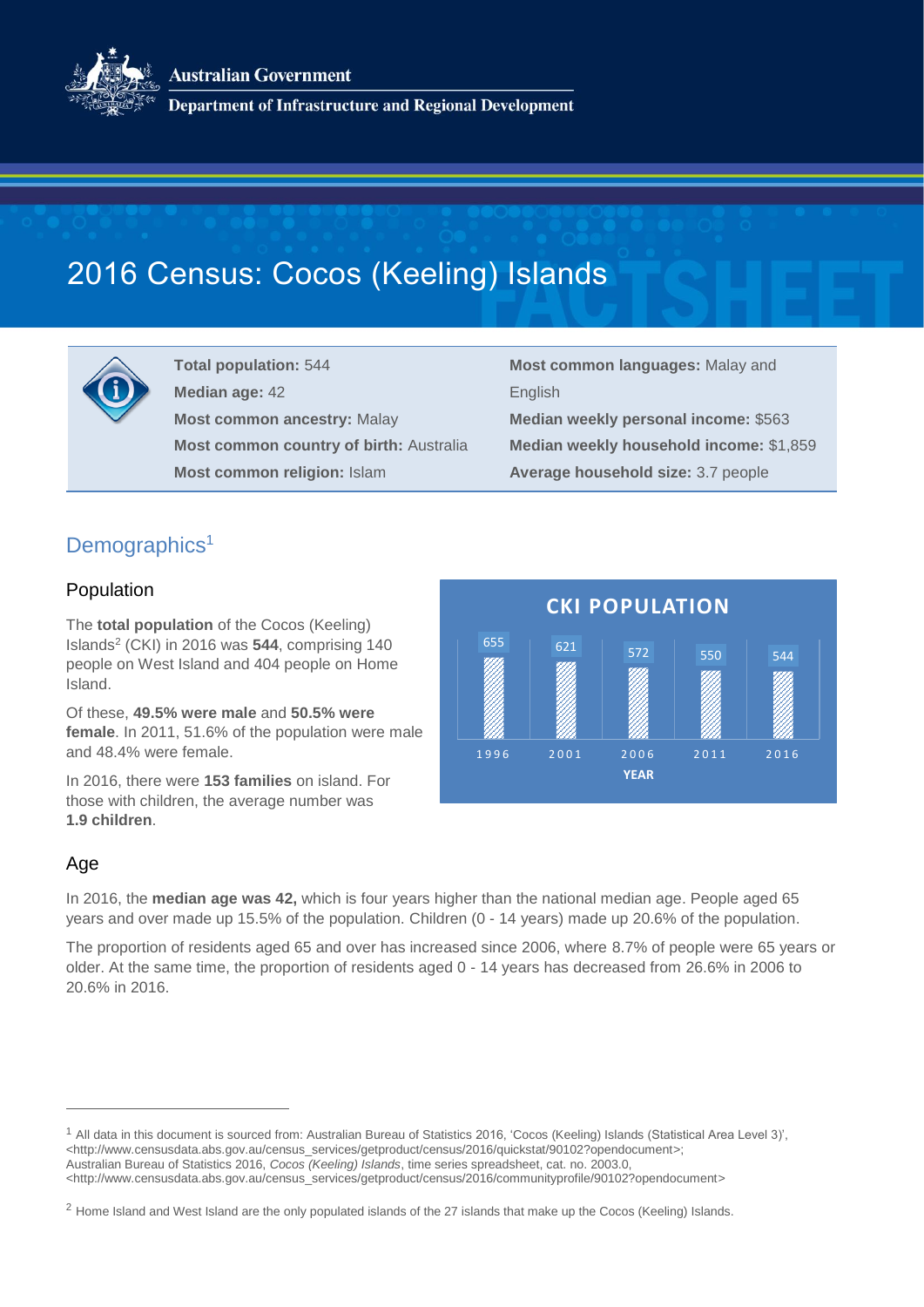Australian Government

Department of Infrastructure and Regional Development

# 2016 Census: Cocos (Keeling) Islands

**Total population:** 544
**Median age:** 42
**Most common ancestry:** Malay
**Most common country of birth:** Australia
**Most common religion:** Islam
**Most common languages:** Malay and English
**Median weekly personal income:** $563
**Median weekly household income:** $1,859
**Average household size:** 3.7 people

## Demographics[1]

### Population

The **total population** of the Cocos (Keeling) Islands[2] (CKI) in 2016 was **544**, comprising 140 people on West Island and 404 people on Home Island.

Of these, **49.5% were male** and **50.5% were female**. In 2011, 51.6% of the population were male and 48.4% were female.

In 2016, there were **153 families** on island. For those with children, the average number was **1.9 children**.

**CKI POPULATION**

| YEAR | 1996 | 2001 | 2006 | 2011 | 2016 |
|---|---|---|---|---|---|
| Population | 655 | 621 | 572 | 550 | 544 |

### Age

In 2016, the **median age was 42,** which is four years higher than the national median age. People aged 65 years and over made up 15.5% of the population. Children (0 - 14 years) made up 20.6% of the population.

The proportion of residents aged 65 and over has increased since 2006, where 8.7% of people were 65 years or older. At the same time, the proportion of residents aged 0 - 14 years has decreased from 26.6% in 2006 to 20.6% in 2016.

---

[1] All data in this document is sourced from: Australian Bureau of Statistics 2016, 'Cocos (Keeling) Islands (Statistical Area Level 3)', <http://www.censusdata.abs.gov.au/census_services/getproduct/census/2016/quickstat/90102?opendocument>; Australian Bureau of Statistics 2016, *Cocos (Keeling) Islands*, time series spreadsheet, cat. no. 2003.0, <http://www.censusdata.abs.gov.au/census_services/getproduct/census/2016/communityprofile/90102?opendocument>

[2] Home Island and West Island are the only populated islands of the 27 islands that make up the Cocos (Keeling) Islands.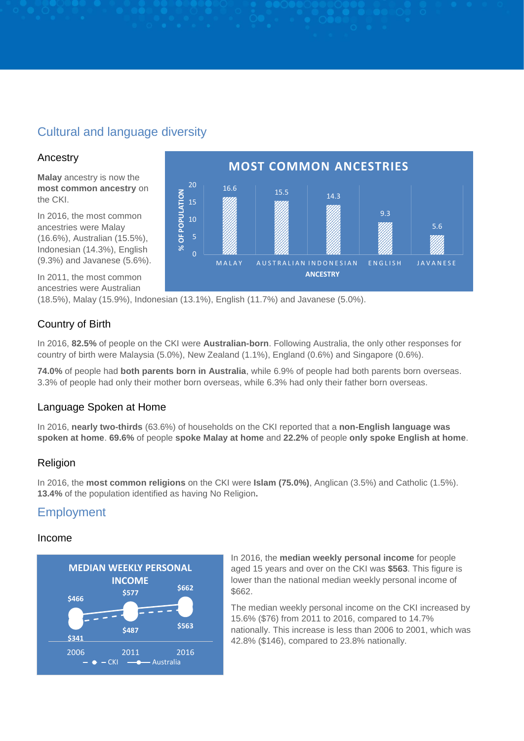## Cultural and language diversity

### Ancestry

**Malay** ancestry is now the **most common ancestry** on the CKI.

In 2016, the most common ancestries were Malay (16.6%), Australian (15.5%), Indonesian (14.3%), English (9.3%) and Javanese (5.6%).

In 2011, the most common ancestries were Australian (18.5%), Malay (15.9%), Indonesian (13.1%), English (11.7%) and Javanese (5.0%).

**MOST COMMON ANCESTRIES**

| Ancestry | % of population |
|---|---|
| MALAY | 16.6 |
| AUSTRALIAN | 15.5 |
| INDONESIAN | 14.3 |
| ENGLISH | 9.3 |
| JAVANESE | 5.6 |

### Country of Birth

In 2016, **82.5%** of people on the CKI were **Australian-born**. Following Australia, the only other responses for country of birth were Malaysia (5.0%), New Zealand (1.1%), England (0.6%) and Singapore (0.6%).

**74.0%** of people had **both parents born in Australia**, while 6.9% of people had both parents born overseas. 3.3% of people had only their mother born overseas, while 6.3% had only their father born overseas.

### Language Spoken at Home

In 2016, **nearly two-thirds** (63.6%) of households on the CKI reported that a **non-English language was spoken at home**. **69.6%** of people **spoke Malay at home** and **22.2%** of people **only spoke English at home**.

### Religion

In 2016, the **most common religions** on the CKI were **Islam (75.0%)**, Anglican (3.5%) and Catholic (1.5%). **13.4%** of the population identified as having No Religion**.**

## Employment

### Income

**MEDIAN WEEKLY PERSONAL INCOME**

| Year | CKI | Australia |
|---|---|---|
| 2006 | $341 | $466 |
| 2011 | $487 | $577 |
| 2016 | $563 | $662 |

In 2016, the **median weekly personal income** for people aged 15 years and over on the CKI was **$563**. This figure is lower than the national median weekly personal income of $662.

The median weekly personal income on the CKI increased by 15.6% ($76) from 2011 to 2016, compared to 14.7% nationally. This increase is less than 2006 to 2001, which was 42.8% ($146), compared to 23.8% nationally.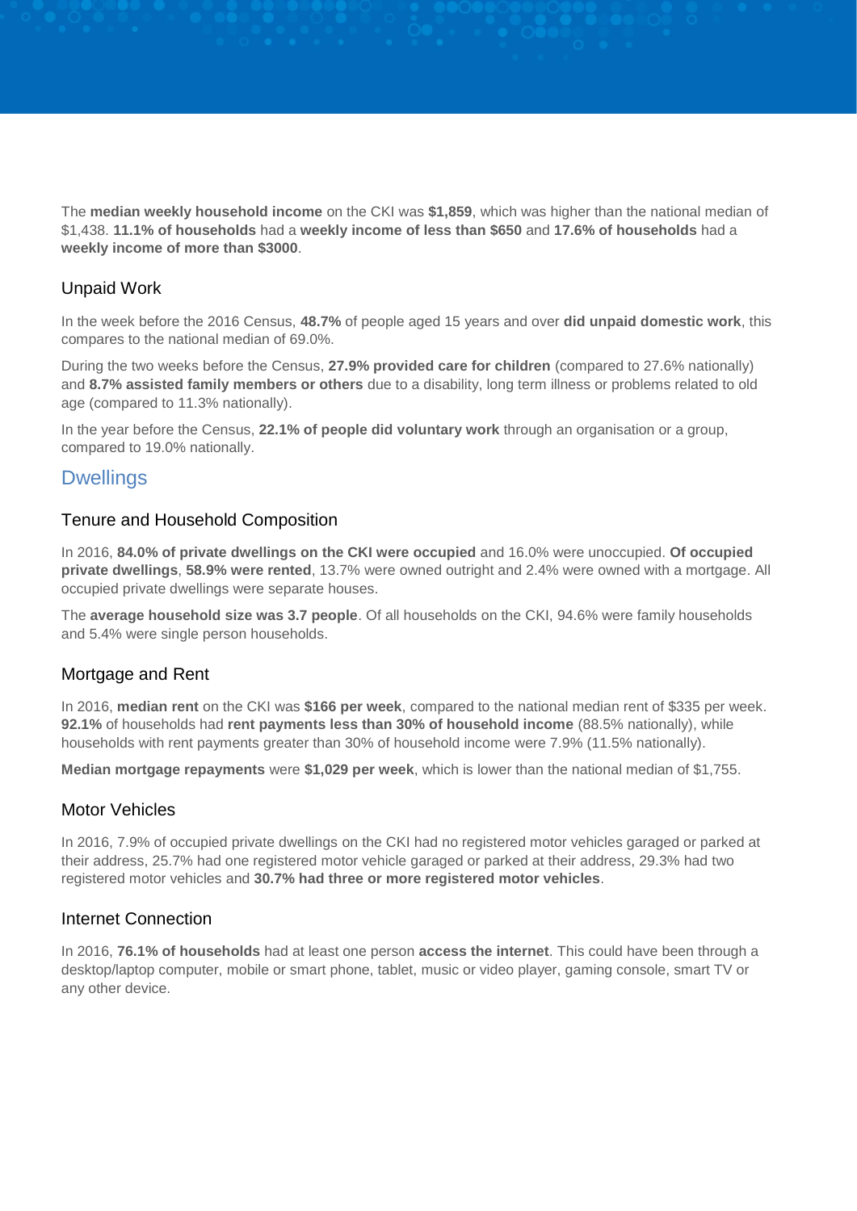The **median weekly household income** on the CKI was **$1,859**, which was higher than the national median of $1,438. **11.1% of households** had a **weekly income of less than $650** and **17.6% of households** had a **weekly income of more than $3000**.

### Unpaid Work

In the week before the 2016 Census, **48.7%** of people aged 15 years and over **did unpaid domestic work**, this compares to the national median of 69.0%.

During the two weeks before the Census, **27.9% provided care for children** (compared to 27.6% nationally) and **8.7% assisted family members or others** due to a disability, long term illness or problems related to old age (compared to 11.3% nationally).

In the year before the Census, **22.1% of people did voluntary work** through an organisation or a group, compared to 19.0% nationally.

## Dwellings

### Tenure and Household Composition

In 2016, **84.0% of private dwellings on the CKI were occupied** and 16.0% were unoccupied. **Of occupied private dwellings**, **58.9% were rented**, 13.7% were owned outright and 2.4% were owned with a mortgage. All occupied private dwellings were separate houses.

The **average household size was 3.7 people**. Of all households on the CKI, 94.6% were family households and 5.4% were single person households.

### Mortgage and Rent

In 2016, **median rent** on the CKI was **$166 per week**, compared to the national median rent of $335 per week. **92.1%** of households had **rent payments less than 30% of household income** (88.5% nationally), while households with rent payments greater than 30% of household income were 7.9% (11.5% nationally).

**Median mortgage repayments** were **$1,029 per week**, which is lower than the national median of $1,755.

### Motor Vehicles

In 2016, 7.9% of occupied private dwellings on the CKI had no registered motor vehicles garaged or parked at their address, 25.7% had one registered motor vehicle garaged or parked at their address, 29.3% had two registered motor vehicles and **30.7% had three or more registered motor vehicles**.

### Internet Connection

In 2016, **76.1% of households** had at least one person **access the internet**. This could have been through a desktop/laptop computer, mobile or smart phone, tablet, music or video player, gaming console, smart TV or any other device.